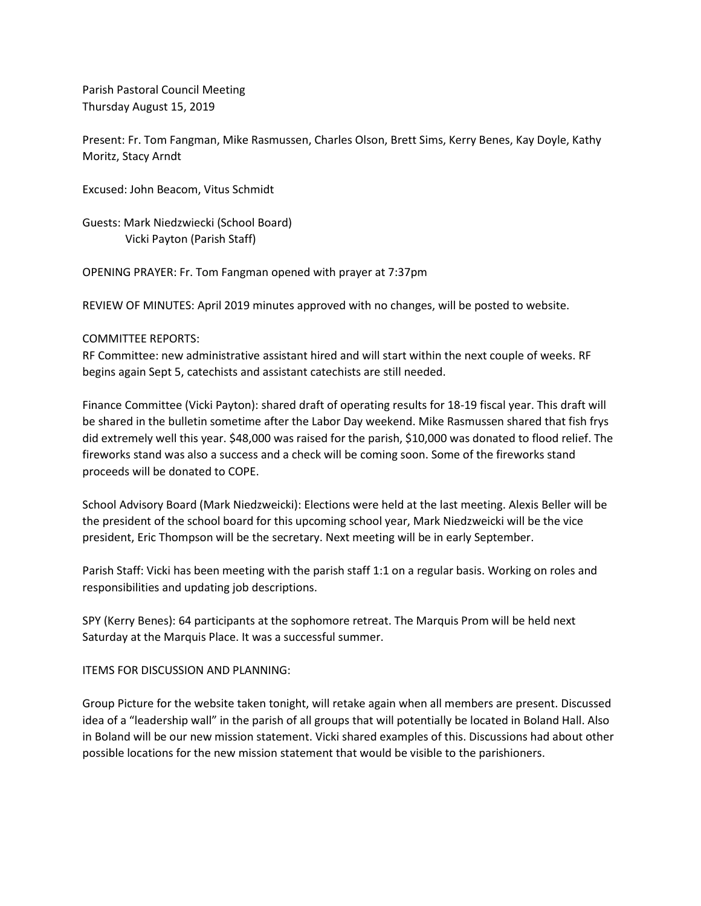Parish Pastoral Council Meeting
Thursday August 15, 2019

Present: Fr. Tom Fangman, Mike Rasmussen, Charles Olson, Brett Sims, Kerry Benes, Kay Doyle, Kathy Moritz, Stacy Arndt

Excused: John Beacom, Vitus Schmidt

Guests: Mark Niedzwiecki (School Board)
Vicki Payton (Parish Staff)

OPENING PRAYER: Fr. Tom Fangman opened with prayer at 7:37pm

REVIEW OF MINUTES: April 2019 minutes approved with no changes, will be posted to website.

COMMITTEE REPORTS:
RF Committee: new administrative assistant hired and will start within the next couple of weeks. RF begins again Sept 5, catechists and assistant catechists are still needed.

Finance Committee (Vicki Payton): shared draft of operating results for 18-19 fiscal year. This draft will be shared in the bulletin sometime after the Labor Day weekend. Mike Rasmussen shared that fish frys did extremely well this year. $48,000 was raised for the parish, $10,000 was donated to flood relief. The fireworks stand was also a success and a check will be coming soon. Some of the fireworks stand proceeds will be donated to COPE.

School Advisory Board (Mark Niedzweicki): Elections were held at the last meeting. Alexis Beller will be the president of the school board for this upcoming school year, Mark Niedzweicki will be the vice president, Eric Thompson will be the secretary. Next meeting will be in early September.

Parish Staff: Vicki has been meeting with the parish staff 1:1 on a regular basis. Working on roles and responsibilities and updating job descriptions.

SPY (Kerry Benes): 64 participants at the sophomore retreat. The Marquis Prom will be held next Saturday at the Marquis Place. It was a successful summer.

ITEMS FOR DISCUSSION AND PLANNING:

Group Picture for the website taken tonight, will retake again when all members are present. Discussed idea of a "leadership wall" in the parish of all groups that will potentially be located in Boland Hall. Also in Boland will be our new mission statement. Vicki shared examples of this. Discussions had about other possible locations for the new mission statement that would be visible to the parishioners.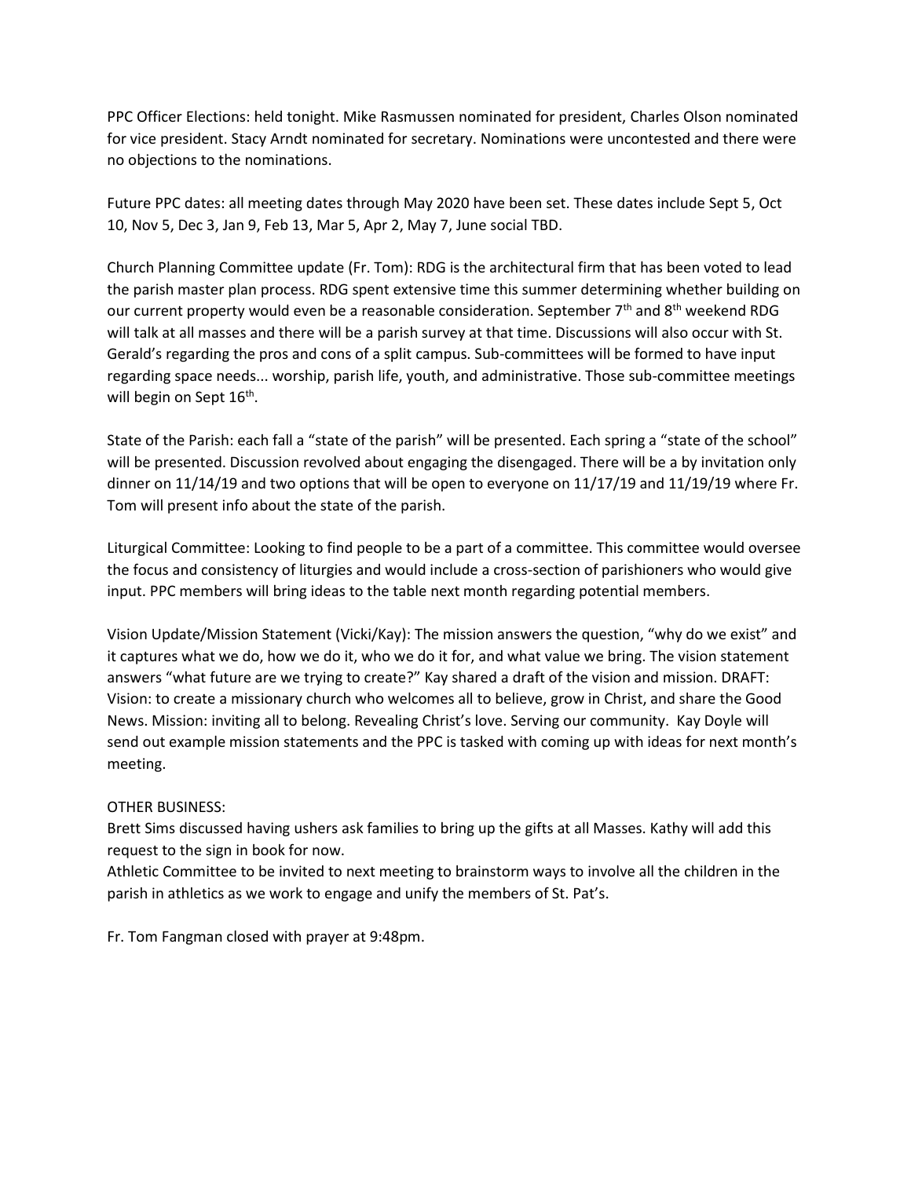PPC Officer Elections: held tonight. Mike Rasmussen nominated for president, Charles Olson nominated for vice president. Stacy Arndt nominated for secretary. Nominations were uncontested and there were no objections to the nominations.

Future PPC dates: all meeting dates through May 2020 have been set. These dates include Sept 5, Oct 10, Nov 5, Dec 3, Jan 9, Feb 13, Mar 5, Apr 2, May 7, June social TBD.

Church Planning Committee update (Fr. Tom): RDG is the architectural firm that has been voted to lead the parish master plan process. RDG spent extensive time this summer determining whether building on our current property would even be a reasonable consideration. September 7th and 8th weekend RDG will talk at all masses and there will be a parish survey at that time. Discussions will also occur with St. Gerald's regarding the pros and cons of a split campus. Sub-committees will be formed to have input regarding space needs... worship, parish life, youth, and administrative. Those sub-committee meetings will begin on Sept 16th.

State of the Parish: each fall a "state of the parish" will be presented. Each spring a "state of the school" will be presented. Discussion revolved about engaging the disengaged. There will be a by invitation only dinner on 11/14/19 and two options that will be open to everyone on 11/17/19 and 11/19/19 where Fr. Tom will present info about the state of the parish.

Liturgical Committee: Looking to find people to be a part of a committee. This committee would oversee the focus and consistency of liturgies and would include a cross-section of parishioners who would give input. PPC members will bring ideas to the table next month regarding potential members.

Vision Update/Mission Statement (Vicki/Kay): The mission answers the question, "why do we exist" and it captures what we do, how we do it, who we do it for, and what value we bring. The vision statement answers "what future are we trying to create?" Kay shared a draft of the vision and mission. DRAFT: Vision: to create a missionary church who welcomes all to believe, grow in Christ, and share the Good News. Mission: inviting all to belong. Revealing Christ's love. Serving our community. Kay Doyle will send out example mission statements and the PPC is tasked with coming up with ideas for next month's meeting.

OTHER BUSINESS:

Brett Sims discussed having ushers ask families to bring up the gifts at all Masses. Kathy will add this request to the sign in book for now.

Athletic Committee to be invited to next meeting to brainstorm ways to involve all the children in the parish in athletics as we work to engage and unify the members of St. Pat's.

Fr. Tom Fangman closed with prayer at 9:48pm.